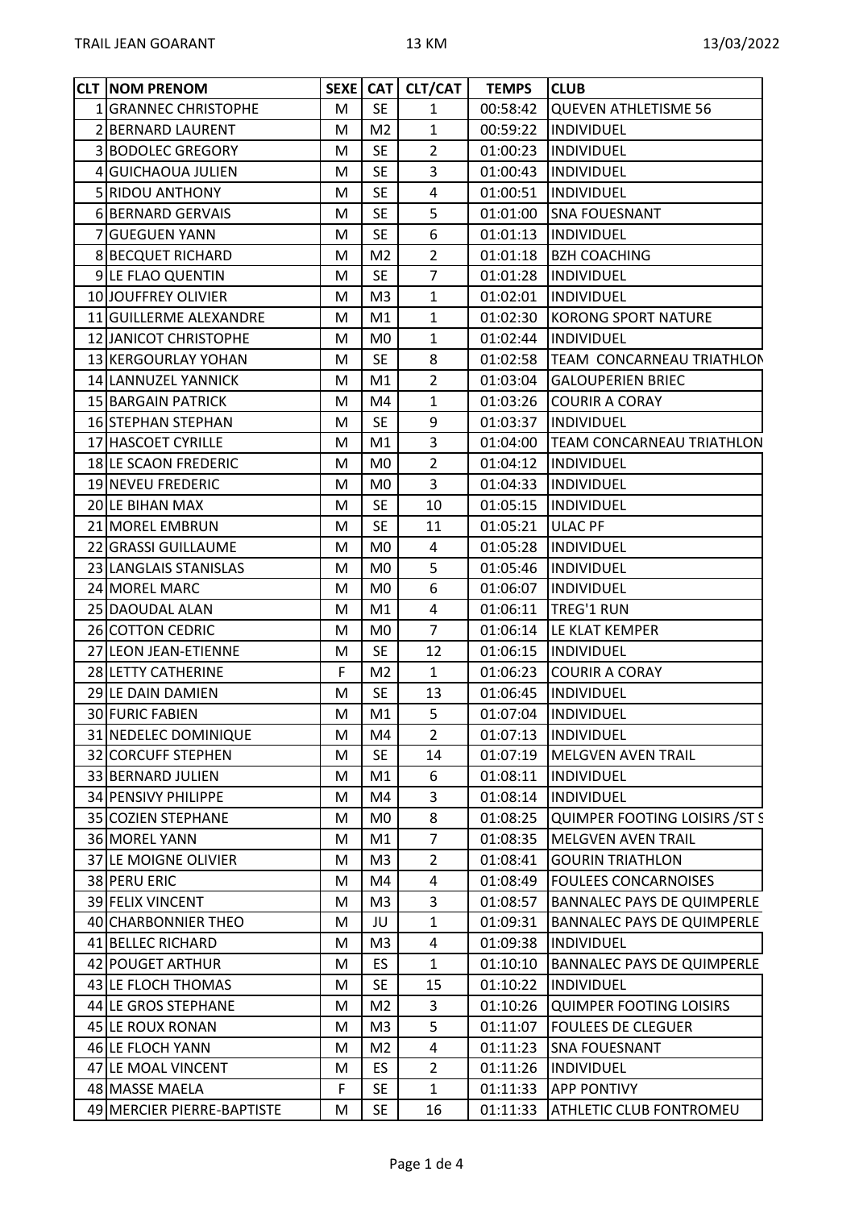TRAIL JEAN GOARANT | 13 KM | 13/03/2022

| CLT | NOM PRENOM | SEXE | CAT | CLT/CAT | TEMPS | CLUB |
|---|---|---|---|---|---|---|
| 1 | GRANNEC CHRISTOPHE | M | SE | 1 | 00:58:42 | QUEVEN ATHLETISME 56 |
| 2 | BERNARD LAURENT | M | M2 | 1 | 00:59:22 | INDIVIDUEL |
| 3 | BODOLEC GREGORY | M | SE | 2 | 01:00:23 | INDIVIDUEL |
| 4 | GUICHAOUA JULIEN | M | SE | 3 | 01:00:43 | INDIVIDUEL |
| 5 | RIDOU ANTHONY | M | SE | 4 | 01:00:51 | INDIVIDUEL |
| 6 | BERNARD GERVAIS | M | SE | 5 | 01:01:00 | SNA FOUESNANT |
| 7 | GUEGUEN YANN | M | SE | 6 | 01:01:13 | INDIVIDUEL |
| 8 | BECQUET RICHARD | M | M2 | 2 | 01:01:18 | BZH COACHING |
| 9 | LE FLAO QUENTIN | M | SE | 7 | 01:01:28 | INDIVIDUEL |
| 10 | JOUFFREY OLIVIER | M | M3 | 1 | 01:02:01 | INDIVIDUEL |
| 11 | GUILLERME ALEXANDRE | M | M1 | 1 | 01:02:30 | KORONG SPORT NATURE |
| 12 | JANICOT CHRISTOPHE | M | M0 | 1 | 01:02:44 | INDIVIDUEL |
| 13 | KERGOURLAY YOHAN | M | SE | 8 | 01:02:58 | TEAM CONCARNEAU TRIATHLON |
| 14 | LANNUZEL YANNICK | M | M1 | 2 | 01:03:04 | GALOUPERIEN BRIEC |
| 15 | BARGAIN PATRICK | M | M4 | 1 | 01:03:26 | COURIR A CORAY |
| 16 | STEPHAN STEPHAN | M | SE | 9 | 01:03:37 | INDIVIDUEL |
| 17 | HASCOET CYRILLE | M | M1 | 3 | 01:04:00 | TEAM CONCARNEAU TRIATHLON |
| 18 | LE SCAON FREDERIC | M | M0 | 2 | 01:04:12 | INDIVIDUEL |
| 19 | NEVEU FREDERIC | M | M0 | 3 | 01:04:33 | INDIVIDUEL |
| 20 | LE BIHAN MAX | M | SE | 10 | 01:05:15 | INDIVIDUEL |
| 21 | MOREL EMBRUN | M | SE | 11 | 01:05:21 | ULAC PF |
| 22 | GRASSI GUILLAUME | M | M0 | 4 | 01:05:28 | INDIVIDUEL |
| 23 | LANGLAIS STANISLAS | M | M0 | 5 | 01:05:46 | INDIVIDUEL |
| 24 | MOREL MARC | M | M0 | 6 | 01:06:07 | INDIVIDUEL |
| 25 | DAOUDAL ALAN | M | M1 | 4 | 01:06:11 | TREG'1 RUN |
| 26 | COTTON CEDRIC | M | M0 | 7 | 01:06:14 | LE KLAT KEMPER |
| 27 | LEON JEAN-ETIENNE | M | SE | 12 | 01:06:15 | INDIVIDUEL |
| 28 | LETTY CATHERINE | F | M2 | 1 | 01:06:23 | COURIR A CORAY |
| 29 | LE DAIN DAMIEN | M | SE | 13 | 01:06:45 | INDIVIDUEL |
| 30 | FURIC FABIEN | M | M1 | 5 | 01:07:04 | INDIVIDUEL |
| 31 | NEDELEC DOMINIQUE | M | M4 | 2 | 01:07:13 | INDIVIDUEL |
| 32 | CORCUFF STEPHEN | M | SE | 14 | 01:07:19 | MELGVEN AVEN TRAIL |
| 33 | BERNARD JULIEN | M | M1 | 6 | 01:08:11 | INDIVIDUEL |
| 34 | PENSIVY PHILIPPE | M | M4 | 3 | 01:08:14 | INDIVIDUEL |
| 35 | COZIEN STEPHANE | M | M0 | 8 | 01:08:25 | QUIMPER FOOTING LOISIRS /ST S |
| 36 | MOREL YANN | M | M1 | 7 | 01:08:35 | MELGVEN AVEN TRAIL |
| 37 | LE MOIGNE OLIVIER | M | M3 | 2 | 01:08:41 | GOURIN TRIATHLON |
| 38 | PERU ERIC | M | M4 | 4 | 01:08:49 | FOULEES CONCARNOISES |
| 39 | FELIX VINCENT | M | M3 | 3 | 01:08:57 | BANNALEC PAYS DE QUIMPERLE |
| 40 | CHARBONNIER THEO | M | JU | 1 | 01:09:31 | BANNALEC PAYS DE QUIMPERLE |
| 41 | BELLEC RICHARD | M | M3 | 4 | 01:09:38 | INDIVIDUEL |
| 42 | POUGET ARTHUR | M | ES | 1 | 01:10:10 | BANNALEC PAYS DE QUIMPERLE |
| 43 | LE FLOCH THOMAS | M | SE | 15 | 01:10:22 | INDIVIDUEL |
| 44 | LE GROS STEPHANE | M | M2 | 3 | 01:10:26 | QUIMPER FOOTING LOISIRS |
| 45 | LE ROUX RONAN | M | M3 | 5 | 01:11:07 | FOULEES DE CLEGUER |
| 46 | LE FLOCH YANN | M | M2 | 4 | 01:11:23 | SNA FOUESNANT |
| 47 | LE MOAL VINCENT | M | ES | 2 | 01:11:26 | INDIVIDUEL |
| 48 | MASSE MAELA | F | SE | 1 | 01:11:33 | APP PONTIVY |
| 49 | MERCIER PIERRE-BAPTISTE | M | SE | 16 | 01:11:33 | ATHLETIC CLUB FONTROMEU |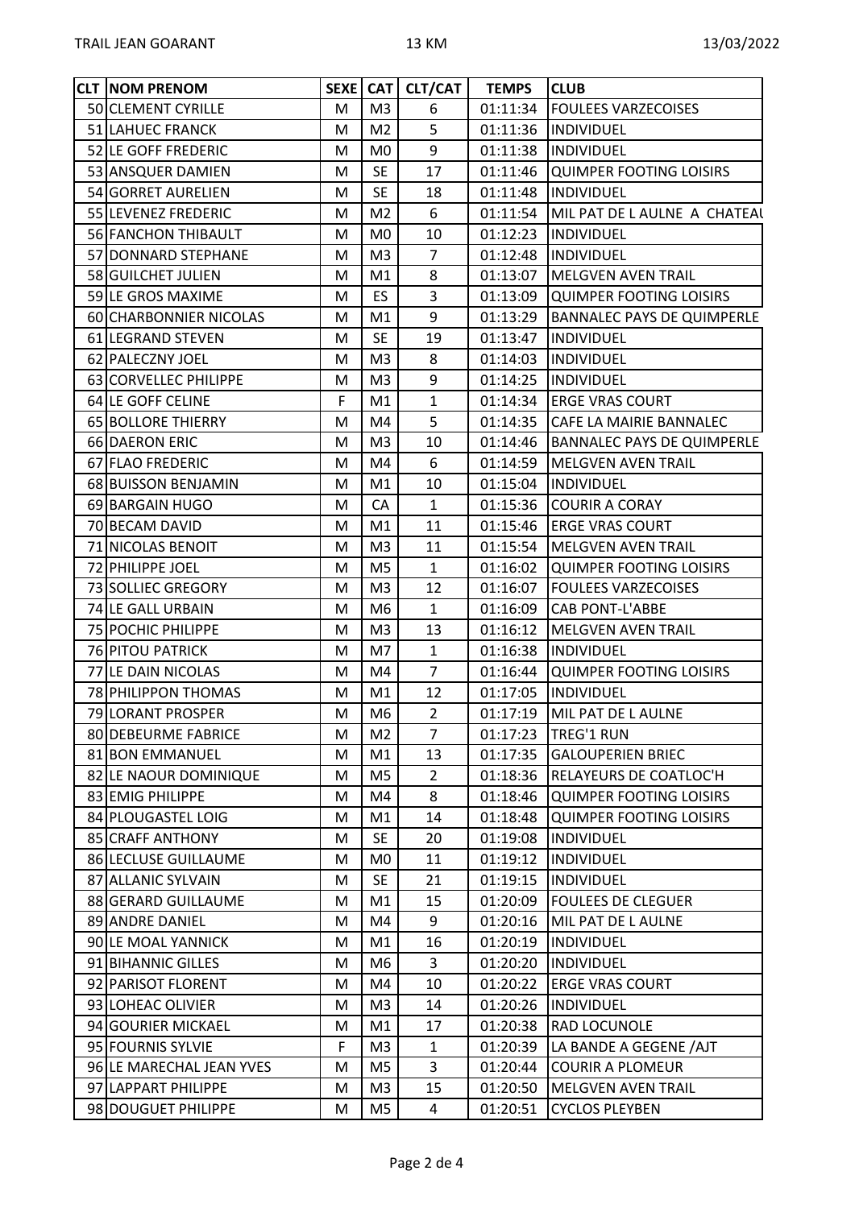| CLT | NOM PRENOM | SEXE | CAT | CLT/CAT | TEMPS | CLUB |
|---|---|---|---|---|---|---|
| 50 | CLEMENT CYRILLE | M | M3 | 6 | 01:11:34 | FOULEES VARZECOISES |
| 51 | LAHUEC FRANCK | M | M2 | 5 | 01:11:36 | INDIVIDUEL |
| 52 | LE GOFF FREDERIC | M | M0 | 9 | 01:11:38 | INDIVIDUEL |
| 53 | ANSQUER DAMIEN | M | SE | 17 | 01:11:46 | QUIMPER FOOTING LOISIRS |
| 54 | GORRET AURELIEN | M | SE | 18 | 01:11:48 | INDIVIDUEL |
| 55 | LEVENEZ FREDERIC | M | M2 | 6 | 01:11:54 | MIL PAT DE L AULNE A CHATEAU |
| 56 | FANCHON THIBAULT | M | M0 | 10 | 01:12:23 | INDIVIDUEL |
| 57 | DONNARD STEPHANE | M | M3 | 7 | 01:12:48 | INDIVIDUEL |
| 58 | GUILCHET JULIEN | M | M1 | 8 | 01:13:07 | MELGVEN AVEN TRAIL |
| 59 | LE GROS MAXIME | M | ES | 3 | 01:13:09 | QUIMPER FOOTING LOISIRS |
| 60 | CHARBONNIER NICOLAS | M | M1 | 9 | 01:13:29 | BANNALEC PAYS DE QUIMPERLE |
| 61 | LEGRAND STEVEN | M | SE | 19 | 01:13:47 | INDIVIDUEL |
| 62 | PALECZNY JOEL | M | M3 | 8 | 01:14:03 | INDIVIDUEL |
| 63 | CORVELLEC PHILIPPE | M | M3 | 9 | 01:14:25 | INDIVIDUEL |
| 64 | LE GOFF CELINE | F | M1 | 1 | 01:14:34 | ERGE VRAS COURT |
| 65 | BOLLORE THIERRY | M | M4 | 5 | 01:14:35 | CAFE LA MAIRIE BANNALEC |
| 66 | DAERON ERIC | M | M3 | 10 | 01:14:46 | BANNALEC PAYS DE QUIMPERLE |
| 67 | FLAO FREDERIC | M | M4 | 6 | 01:14:59 | MELGVEN AVEN TRAIL |
| 68 | BUISSON BENJAMIN | M | M1 | 10 | 01:15:04 | INDIVIDUEL |
| 69 | BARGAIN HUGO | M | CA | 1 | 01:15:36 | COURIR A CORAY |
| 70 | BECAM DAVID | M | M1 | 11 | 01:15:46 | ERGE VRAS COURT |
| 71 | NICOLAS BENOIT | M | M3 | 11 | 01:15:54 | MELGVEN AVEN TRAIL |
| 72 | PHILIPPE JOEL | M | M5 | 1 | 01:16:02 | QUIMPER FOOTING LOISIRS |
| 73 | SOLLIEC GREGORY | M | M3 | 12 | 01:16:07 | FOULEES VARZECOISES |
| 74 | LE GALL URBAIN | M | M6 | 1 | 01:16:09 | CAB PONT-L'ABBE |
| 75 | POCHIC PHILIPPE | M | M3 | 13 | 01:16:12 | MELGVEN AVEN TRAIL |
| 76 | PITOU PATRICK | M | M7 | 1 | 01:16:38 | INDIVIDUEL |
| 77 | LE DAIN NICOLAS | M | M4 | 7 | 01:16:44 | QUIMPER FOOTING LOISIRS |
| 78 | PHILIPPON THOMAS | M | M1 | 12 | 01:17:05 | INDIVIDUEL |
| 79 | LORANT PROSPER | M | M6 | 2 | 01:17:19 | MIL PAT DE L AULNE |
| 80 | DEBEURME FABRICE | M | M2 | 7 | 01:17:23 | TREG'1 RUN |
| 81 | BON EMMANUEL | M | M1 | 13 | 01:17:35 | GALOUPERIEN BRIEC |
| 82 | LE NAOUR DOMINIQUE | M | M5 | 2 | 01:18:36 | RELAYEURS DE COATLOC'H |
| 83 | EMIG PHILIPPE | M | M4 | 8 | 01:18:46 | QUIMPER FOOTING LOISIRS |
| 84 | PLOUGASTEL LOIG | M | M1 | 14 | 01:18:48 | QUIMPER FOOTING LOISIRS |
| 85 | CRAFF ANTHONY | M | SE | 20 | 01:19:08 | INDIVIDUEL |
| 86 | LECLUSE GUILLAUME | M | M0 | 11 | 01:19:12 | INDIVIDUEL |
| 87 | ALLANIC SYLVAIN | M | SE | 21 | 01:19:15 | INDIVIDUEL |
| 88 | GERARD GUILLAUME | M | M1 | 15 | 01:20:09 | FOULEES DE CLEGUER |
| 89 | ANDRE DANIEL | M | M4 | 9 | 01:20:16 | MIL PAT DE L AULNE |
| 90 | LE MOAL YANNICK | M | M1 | 16 | 01:20:19 | INDIVIDUEL |
| 91 | BIHANNIC GILLES | M | M6 | 3 | 01:20:20 | INDIVIDUEL |
| 92 | PARISOT FLORENT | M | M4 | 10 | 01:20:22 | ERGE VRAS COURT |
| 93 | LOHEAC OLIVIER | M | M3 | 14 | 01:20:26 | INDIVIDUEL |
| 94 | GOURIER MICKAEL | M | M1 | 17 | 01:20:38 | RAD LOCUNOLE |
| 95 | FOURNIS SYLVIE | F | M3 | 1 | 01:20:39 | LA BANDE A GEGENE /AJT |
| 96 | LE MARECHAL JEAN YVES | M | M5 | 3 | 01:20:44 | COURIR A PLOMEUR |
| 97 | LAPPART PHILIPPE | M | M3 | 15 | 01:20:50 | MELGVEN AVEN TRAIL |
| 98 | DOUGUET PHILIPPE | M | M5 | 4 | 01:20:51 | CYCLOS PLEYBEN |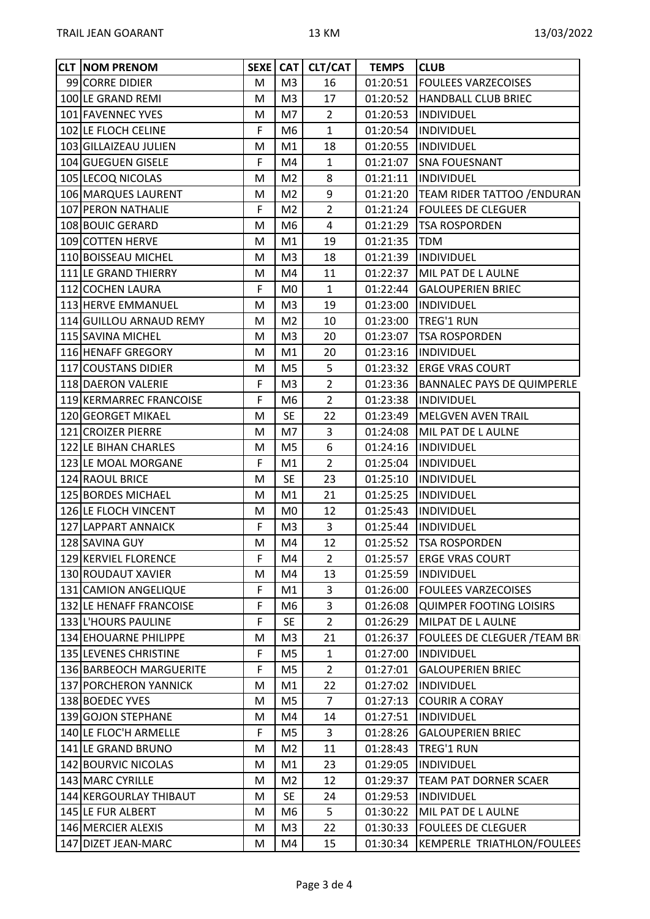| CLT | NOM PRENOM | SEXE | CAT | CLT/CAT | TEMPS | CLUB |
|---|---|---|---|---|---|---|
| 99 | CORRE DIDIER | M | M3 | 16 | 01:20:51 | FOULEES VARZECOISES |
| 100 | LE GRAND REMI | M | M3 | 17 | 01:20:52 | HANDBALL CLUB BRIEC |
| 101 | FAVENNEC YVES | M | M7 | 2 | 01:20:53 | INDIVIDUEL |
| 102 | LE FLOCH CELINE | F | M6 | 1 | 01:20:54 | INDIVIDUEL |
| 103 | GILLAIZEAU JULIEN | M | M1 | 18 | 01:20:55 | INDIVIDUEL |
| 104 | GUEGUEN GISELE | F | M4 | 1 | 01:21:07 | SNA FOUESNANT |
| 105 | LECOQ NICOLAS | M | M2 | 8 | 01:21:11 | INDIVIDUEL |
| 106 | MARQUES LAURENT | M | M2 | 9 | 01:21:20 | TEAM RIDER TATTOO /ENDURAN |
| 107 | PERON NATHALIE | F | M2 | 2 | 01:21:24 | FOULEES DE CLEGUER |
| 108 | BOUIC GERARD | M | M6 | 4 | 01:21:29 | TSA ROSPORDEN |
| 109 | COTTEN HERVE | M | M1 | 19 | 01:21:35 | TDM |
| 110 | BOISSEAU MICHEL | M | M3 | 18 | 01:21:39 | INDIVIDUEL |
| 111 | LE GRAND THIERRY | M | M4 | 11 | 01:22:37 | MIL PAT DE L AULNE |
| 112 | COCHEN LAURA | F | M0 | 1 | 01:22:44 | GALOUPERIEN BRIEC |
| 113 | HERVE EMMANUEL | M | M3 | 19 | 01:23:00 | INDIVIDUEL |
| 114 | GUILLOU ARNAUD REMY | M | M2 | 10 | 01:23:00 | TREG'1 RUN |
| 115 | SAVINA MICHEL | M | M3 | 20 | 01:23:07 | TSA ROSPORDEN |
| 116 | HENAFF GREGORY | M | M1 | 20 | 01:23:16 | INDIVIDUEL |
| 117 | COUSTANS DIDIER | M | M5 | 5 | 01:23:32 | ERGE VRAS COURT |
| 118 | DAERON VALERIE | F | M3 | 2 | 01:23:36 | BANNALEC PAYS DE QUIMPERLE |
| 119 | KERMARREC FRANCOISE | F | M6 | 2 | 01:23:38 | INDIVIDUEL |
| 120 | GEORGET MIKAEL | M | SE | 22 | 01:23:49 | MELGVEN AVEN TRAIL |
| 121 | CROIZER PIERRE | M | M7 | 3 | 01:24:08 | MIL PAT DE L AULNE |
| 122 | LE BIHAN CHARLES | M | M5 | 6 | 01:24:16 | INDIVIDUEL |
| 123 | LE MOAL MORGANE | F | M1 | 2 | 01:25:04 | INDIVIDUEL |
| 124 | RAOUL BRICE | M | SE | 23 | 01:25:10 | INDIVIDUEL |
| 125 | BORDES MICHAEL | M | M1 | 21 | 01:25:25 | INDIVIDUEL |
| 126 | LE FLOCH VINCENT | M | M0 | 12 | 01:25:43 | INDIVIDUEL |
| 127 | LAPPART ANNAICK | F | M3 | 3 | 01:25:44 | INDIVIDUEL |
| 128 | SAVINA GUY | M | M4 | 12 | 01:25:52 | TSA ROSPORDEN |
| 129 | KERVIEL FLORENCE | F | M4 | 2 | 01:25:57 | ERGE VRAS COURT |
| 130 | ROUDAUT XAVIER | M | M4 | 13 | 01:25:59 | INDIVIDUEL |
| 131 | CAMION ANGELIQUE | F | M1 | 3 | 01:26:00 | FOULEES VARZECOISES |
| 132 | LE HENAFF FRANCOISE | F | M6 | 3 | 01:26:08 | QUIMPER FOOTING LOISIRS |
| 133 | L'HOURS PAULINE | F | SE | 2 | 01:26:29 | MILPAT DE L AULNE |
| 134 | EHOUARNE PHILIPPE | M | M3 | 21 | 01:26:37 | FOULEES DE CLEGUER /TEAM BR |
| 135 | LEVENES CHRISTINE | F | M5 | 1 | 01:27:00 | INDIVIDUEL |
| 136 | BARBEOCH MARGUERITE | F | M5 | 2 | 01:27:01 | GALOUPERIEN BRIEC |
| 137 | PORCHERON YANNICK | M | M1 | 22 | 01:27:02 | INDIVIDUEL |
| 138 | BOEDEC YVES | M | M5 | 7 | 01:27:13 | COURIR A CORAY |
| 139 | GOJON STEPHANE | M | M4 | 14 | 01:27:51 | INDIVIDUEL |
| 140 | LE FLOC'H ARMELLE | F | M5 | 3 | 01:28:26 | GALOUPERIEN BRIEC |
| 141 | LE GRAND BRUNO | M | M2 | 11 | 01:28:43 | TREG'1 RUN |
| 142 | BOURVIC NICOLAS | M | M1 | 23 | 01:29:05 | INDIVIDUEL |
| 143 | MARC CYRILLE | M | M2 | 12 | 01:29:37 | TEAM PAT DORNER SCAER |
| 144 | KERGOURLAY THIBAUT | M | SE | 24 | 01:29:53 | INDIVIDUEL |
| 145 | LE FUR ALBERT | M | M6 | 5 | 01:30:22 | MIL PAT DE L AULNE |
| 146 | MERCIER ALEXIS | M | M3 | 22 | 01:30:33 | FOULEES DE CLEGUER |
| 147 | DIZET JEAN-MARC | M | M4 | 15 | 01:30:34 | KEMPERLE TRIATHLON/FOULEES |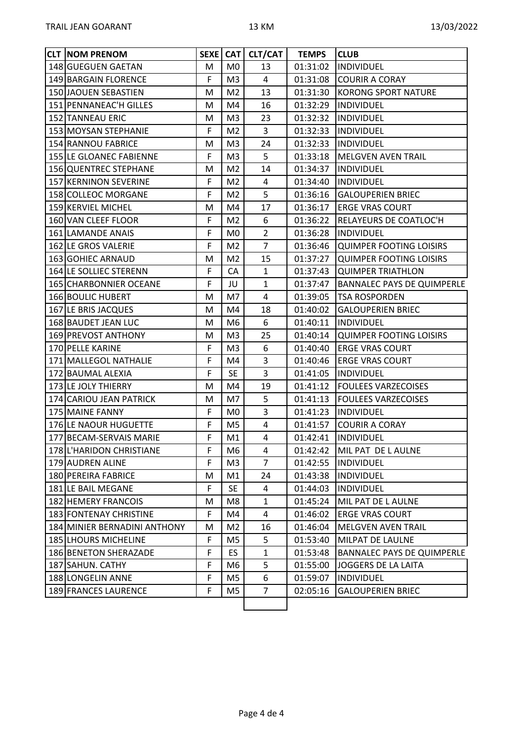| CLT | NOM PRENOM | SEXE | CAT | CLT/CAT | TEMPS | CLUB |
|---|---|---|---|---|---|---|
| 148 | GUEGUEN GAETAN | M | M0 | 13 | 01:31:02 | INDIVIDUEL |
| 149 | BARGAIN FLORENCE | F | M3 | 4 | 01:31:08 | COURIR A CORAY |
| 150 | JAOUEN SEBASTIEN | M | M2 | 13 | 01:31:30 | KORONG SPORT NATURE |
| 151 | PENNANEAC'H GILLES | M | M4 | 16 | 01:32:29 | INDIVIDUEL |
| 152 | TANNEAU ERIC | M | M3 | 23 | 01:32:32 | INDIVIDUEL |
| 153 | MOYSAN STEPHANIE | F | M2 | 3 | 01:32:33 | INDIVIDUEL |
| 154 | RANNOU FABRICE | M | M3 | 24 | 01:32:33 | INDIVIDUEL |
| 155 | LE GLOANEC FABIENNE | F | M3 | 5 | 01:33:18 | MELGVEN AVEN TRAIL |
| 156 | QUENTREC STEPHANE | M | M2 | 14 | 01:34:37 | INDIVIDUEL |
| 157 | KERNINON SEVERINE | F | M2 | 4 | 01:34:40 | INDIVIDUEL |
| 158 | COLLEOC MORGANE | F | M2 | 5 | 01:36:16 | GALOUPERIEN BRIEC |
| 159 | KERVIEL MICHEL | M | M4 | 17 | 01:36:17 | ERGE VRAS COURT |
| 160 | VAN CLEEF FLOOR | F | M2 | 6 | 01:36:22 | RELAYEURS DE COATLOC'H |
| 161 | LAMANDE ANAIS | F | M0 | 2 | 01:36:28 | INDIVIDUEL |
| 162 | LE GROS VALERIE | F | M2 | 7 | 01:36:46 | QUIMPER FOOTING LOISIRS |
| 163 | GOHIEC ARNAUD | M | M2 | 15 | 01:37:27 | QUIMPER FOOTING LOISIRS |
| 164 | LE SOLLIEC STERENN | F | CA | 1 | 01:37:43 | QUIMPER TRIATHLON |
| 165 | CHARBONNIER OCEANE | F | JU | 1 | 01:37:47 | BANNALEC PAYS DE QUIMPERLE |
| 166 | BOULIC HUBERT | M | M7 | 4 | 01:39:05 | TSA ROSPORDEN |
| 167 | LE BRIS JACQUES | M | M4 | 18 | 01:40:02 | GALOUPERIEN BRIEC |
| 168 | BAUDET JEAN LUC | M | M6 | 6 | 01:40:11 | INDIVIDUEL |
| 169 | PREVOST ANTHONY | M | M3 | 25 | 01:40:14 | QUIMPER FOOTING LOISIRS |
| 170 | PELLE KARINE | F | M3 | 6 | 01:40:40 | ERGE VRAS COURT |
| 171 | MALLEGOL NATHALIE | F | M4 | 3 | 01:40:46 | ERGE VRAS COURT |
| 172 | BAUMAL ALEXIA | F | SE | 3 | 01:41:05 | INDIVIDUEL |
| 173 | LE JOLY THIERRY | M | M4 | 19 | 01:41:12 | FOULEES VARZECOISES |
| 174 | CARIOU JEAN PATRICK | M | M7 | 5 | 01:41:13 | FOULEES VARZECOISES |
| 175 | MAINE FANNY | F | M0 | 3 | 01:41:23 | INDIVIDUEL |
| 176 | LE NAOUR HUGUETTE | F | M5 | 4 | 01:41:57 | COURIR A CORAY |
| 177 | BECAM-SERVAIS MARIE | F | M1 | 4 | 01:42:41 | INDIVIDUEL |
| 178 | L'HARIDON CHRISTIANE | F | M6 | 4 | 01:42:42 | MIL PAT DE L AULNE |
| 179 | AUDREN ALINE | F | M3 | 7 | 01:42:55 | INDIVIDUEL |
| 180 | PEREIRA FABRICE | M | M1 | 24 | 01:43:38 | INDIVIDUEL |
| 181 | LE BAIL MEGANE | F | SE | 4 | 01:44:03 | INDIVIDUEL |
| 182 | HEMERY FRANCOIS | M | M8 | 1 | 01:45:24 | MIL PAT DE L AULNE |
| 183 | FONTENAY CHRISTINE | F | M4 | 4 | 01:46:02 | ERGE VRAS COURT |
| 184 | MINIER BERNADINI ANTHONY | M | M2 | 16 | 01:46:04 | MELGVEN AVEN TRAIL |
| 185 | LHOURS MICHELINE | F | M5 | 5 | 01:53:40 | MILPAT DE LAULNE |
| 186 | BENETON SHERAZADE | F | ES | 1 | 01:53:48 | BANNALEC PAYS DE QUIMPERLE |
| 187 | SAHUN. CATHY | F | M6 | 5 | 01:55:00 | JOGGERS DE LA LAITA |
| 188 | LONGELIN ANNE | F | M5 | 6 | 01:59:07 | INDIVIDUEL |
| 189 | FRANCES LAURENCE | F | M5 | 7 | 02:05:16 | GALOUPERIEN BRIEC |